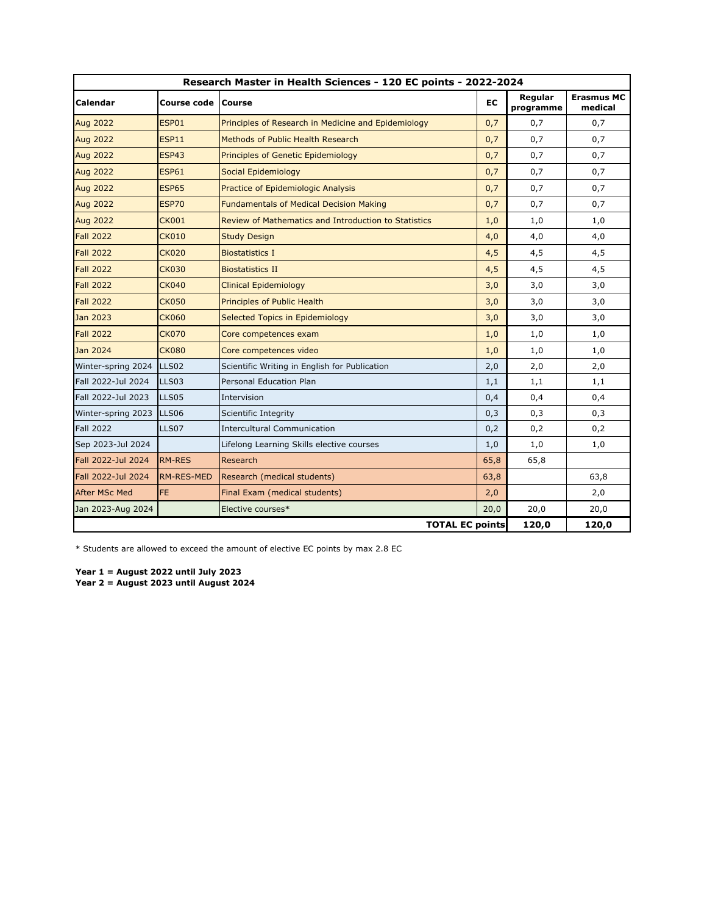| Research Master in Health Sciences - 120 EC points - 2022-2024 | | | | | |
|---|---|---|---|---|---|
| **Calendar** | **Course code** | **Course** | **EC** | **Regular programme** | **Erasmus MC medical** |
| Aug 2022 | ESP01 | Principles of Research in Medicine and Epidemiology | 0,7 | 0,7 | 0,7 |
| Aug 2022 | ESP11 | Methods of Public Health Research | 0,7 | 0,7 | 0,7 |
| Aug 2022 | ESP43 | Principles of Genetic Epidemiology | 0,7 | 0,7 | 0,7 |
| Aug 2022 | ESP61 | Social Epidemiology | 0,7 | 0,7 | 0,7 |
| Aug 2022 | ESP65 | Practice of Epidemiologic Analysis | 0,7 | 0,7 | 0,7 |
| Aug 2022 | ESP70 | Fundamentals of Medical Decision Making | 0,7 | 0,7 | 0,7 |
| Aug 2022 | CK001 | Review of Mathematics and Introduction to Statistics | 1,0 | 1,0 | 1,0 |
| Fall 2022 | CK010 | Study Design | 4,0 | 4,0 | 4,0 |
| Fall 2022 | CK020 | Biostatistics I | 4,5 | 4,5 | 4,5 |
| Fall 2022 | CK030 | Biostatistics II | 4,5 | 4,5 | 4,5 |
| Fall 2022 | CK040 | Clinical Epidemiology | 3,0 | 3,0 | 3,0 |
| Fall 2022 | CK050 | Principles of Public Health | 3,0 | 3,0 | 3,0 |
| Jan 2023 | CK060 | Selected Topics in Epidemiology | 3,0 | 3,0 | 3,0 |
| Fall 2022 | CK070 | Core competences exam | 1,0 | 1,0 | 1,0 |
| Jan 2024 | CK080 | Core competences video | 1,0 | 1,0 | 1,0 |
| Winter-spring 2024 | LLS02 | Scientific Writing in English for Publication | 2,0 | 2,0 | 2,0 |
| Fall 2022-Jul 2024 | LLS03 | Personal Education Plan | 1,1 | 1,1 | 1,1 |
| Fall 2022-Jul 2023 | LLS05 | Intervision | 0,4 | 0,4 | 0,4 |
| Winter-spring 2023 | LLS06 | Scientific Integrity | 0,3 | 0,3 | 0,3 |
| Fall 2022 | LLS07 | Intercultural Communication | 0,2 | 0,2 | 0,2 |
| Sep 2023-Jul 2024 | | Lifelong Learning Skills elective courses | 1,0 | 1,0 | 1,0 |
| Fall 2022-Jul 2024 | RM-RES | Research | 65,8 | 65,8 | |
| Fall 2022-Jul 2024 | RM-RES-MED | Research (medical students) | 63,8 | | 63,8 |
| After MSc Med | FE | Final Exam (medical students) | 2,0 | | 2,0 |
| Jan 2023-Aug 2024 | | Elective courses* | 20,0 | 20,0 | 20,0 |
| | | | **TOTAL EC points** | **120,0** | **120,0** |

* Students are allowed to exceed the amount of elective EC points by max 2.8 EC

**Year 1 = August 2022 until July 2023**
**Year 2 = August 2023 until August 2024**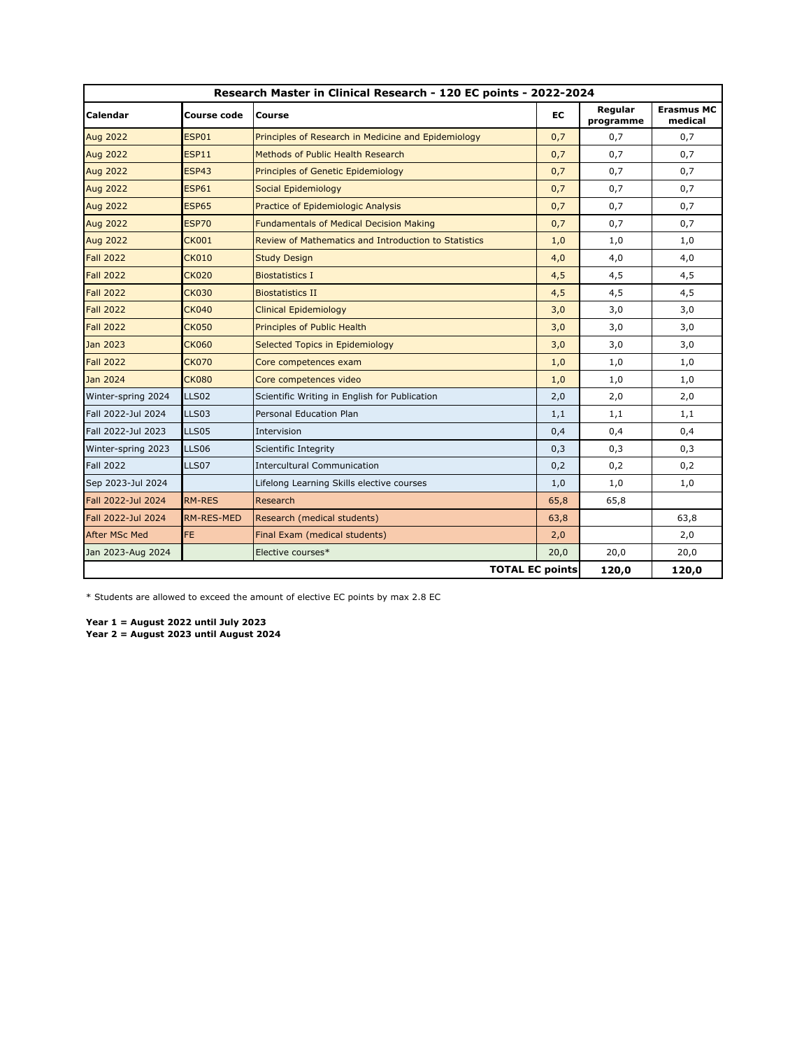| Research Master in Clinical Research - 120 EC points - 2022-2024 | | | | | |
|---|---|---|---|---|---|
| **Calendar** | **Course code** | **Course** | **EC** | **Regular programme** | **Erasmus MC medical** |
| Aug 2022 | ESP01 | Principles of Research in Medicine and Epidemiology | 0,7 | 0,7 | 0,7 |
| Aug 2022 | ESP11 | Methods of Public Health Research | 0,7 | 0,7 | 0,7 |
| Aug 2022 | ESP43 | Principles of Genetic Epidemiology | 0,7 | 0,7 | 0,7 |
| Aug 2022 | ESP61 | Social Epidemiology | 0,7 | 0,7 | 0,7 |
| Aug 2022 | ESP65 | Practice of Epidemiologic Analysis | 0,7 | 0,7 | 0,7 |
| Aug 2022 | ESP70 | Fundamentals of Medical Decision Making | 0,7 | 0,7 | 0,7 |
| Aug 2022 | CK001 | Review of Mathematics and Introduction to Statistics | 1,0 | 1,0 | 1,0 |
| Fall 2022 | CK010 | Study Design | 4,0 | 4,0 | 4,0 |
| Fall 2022 | CK020 | Biostatistics I | 4,5 | 4,5 | 4,5 |
| Fall 2022 | CK030 | Biostatistics II | 4,5 | 4,5 | 4,5 |
| Fall 2022 | CK040 | Clinical Epidemiology | 3,0 | 3,0 | 3,0 |
| Fall 2022 | CK050 | Principles of Public Health | 3,0 | 3,0 | 3,0 |
| Jan 2023 | CK060 | Selected Topics in Epidemiology | 3,0 | 3,0 | 3,0 |
| Fall 2022 | CK070 | Core competences exam | 1,0 | 1,0 | 1,0 |
| Jan 2024 | CK080 | Core competences video | 1,0 | 1,0 | 1,0 |
| Winter-spring 2024 | LLS02 | Scientific Writing in English for Publication | 2,0 | 2,0 | 2,0 |
| Fall 2022-Jul 2024 | LLS03 | Personal Education Plan | 1,1 | 1,1 | 1,1 |
| Fall 2022-Jul 2023 | LLS05 | Intervision | 0,4 | 0,4 | 0,4 |
| Winter-spring 2023 | LLS06 | Scientific Integrity | 0,3 | 0,3 | 0,3 |
| Fall 2022 | LLS07 | Intercultural Communication | 0,2 | 0,2 | 0,2 |
| Sep 2023-Jul 2024 | | Lifelong Learning Skills elective courses | 1,0 | 1,0 | 1,0 |
| Fall 2022-Jul 2024 | RM-RES | Research | 65,8 | 65,8 | |
| Fall 2022-Jul 2024 | RM-RES-MED | Research (medical students) | 63,8 | | 63,8 |
| After MSc Med | FE | Final Exam (medical students) | 2,0 | | 2,0 |
| Jan 2023-Aug 2024 | | Elective courses* | 20,0 | 20,0 | 20,0 |
| | | | **TOTAL EC points** | **120,0** | **120,0** |

* Students are allowed to exceed the amount of elective EC points by max 2.8 EC

**Year 1 = August 2022 until July 2023**
**Year 2 = August 2023 until August 2024**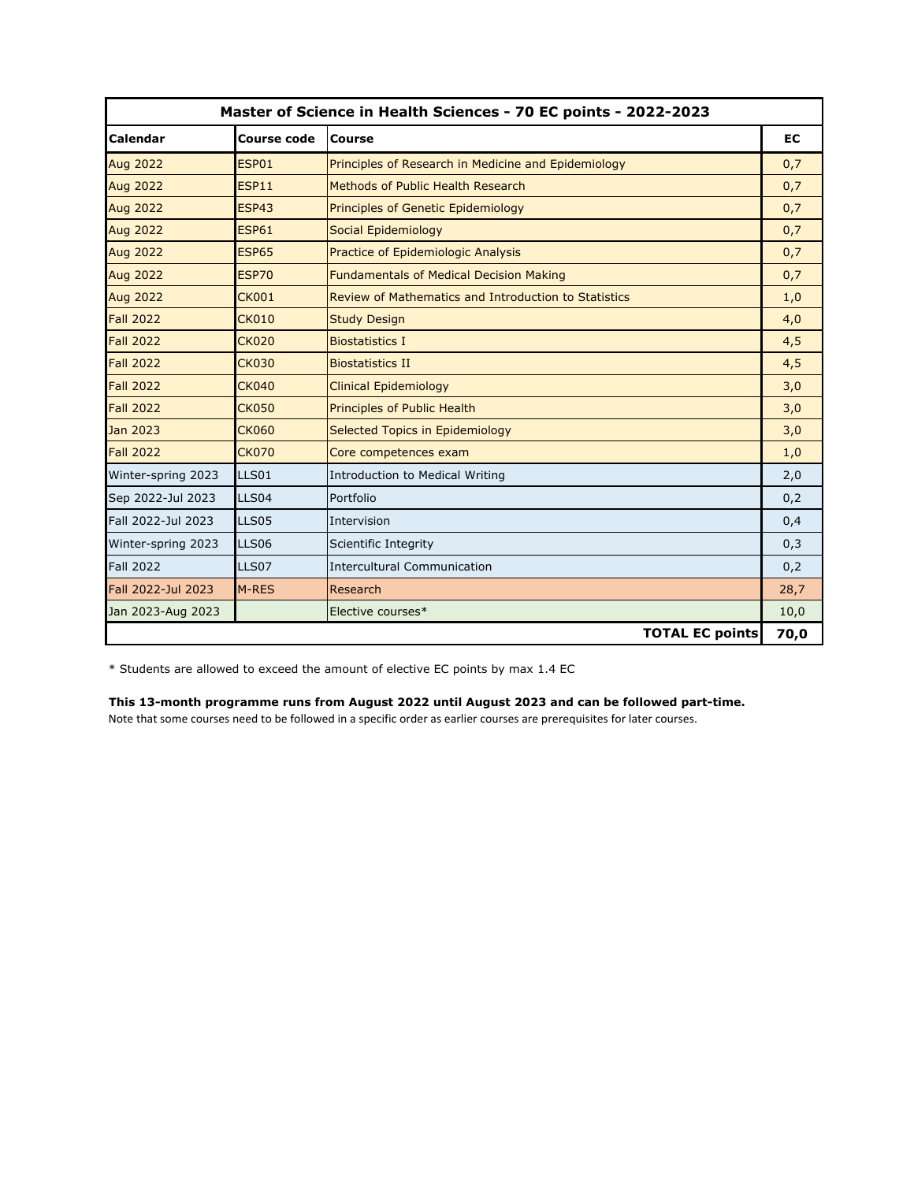| Master of Science in Health Sciences - 70 EC points - 2022-2023 | | | |
|---|---|---|---|
| **Calendar** | **Course code** | **Course** | **EC** |
| Aug 2022 | ESP01 | Principles of Research in Medicine and Epidemiology | 0,7 |
| Aug 2022 | ESP11 | Methods of Public Health Research | 0,7 |
| Aug 2022 | ESP43 | Principles of Genetic Epidemiology | 0,7 |
| Aug 2022 | ESP61 | Social Epidemiology | 0,7 |
| Aug 2022 | ESP65 | Practice of Epidemiologic Analysis | 0,7 |
| Aug 2022 | ESP70 | Fundamentals of Medical Decision Making | 0,7 |
| Aug 2022 | CK001 | Review of Mathematics and Introduction to Statistics | 1,0 |
| Fall 2022 | CK010 | Study Design | 4,0 |
| Fall 2022 | CK020 | Biostatistics I | 4,5 |
| Fall 2022 | CK030 | Biostatistics II | 4,5 |
| Fall 2022 | CK040 | Clinical Epidemiology | 3,0 |
| Fall 2022 | CK050 | Principles of Public Health | 3,0 |
| Jan 2023 | CK060 | Selected Topics in Epidemiology | 3,0 |
| Fall 2022 | CK070 | Core competences exam | 1,0 |
| Winter-spring 2023 | LLS01 | Introduction to Medical Writing | 2,0 |
| Sep 2022-Jul 2023 | LLS04 | Portfolio | 0,2 |
| Fall 2022-Jul 2023 | LLS05 | Intervision | 0,4 |
| Winter-spring 2023 | LLS06 | Scientific Integrity | 0,3 |
| Fall 2022 | LLS07 | Intercultural Communication | 0,2 |
| Fall 2022-Jul 2023 | M-RES | Research | 28,7 |
| Jan 2023-Aug 2023 | | Elective courses* | 10,0 |
| | | **TOTAL EC points** | **70,0** |

* Students are allowed to exceed the amount of elective EC points by max 1.4 EC

**This 13-month programme runs from August 2022 until August 2023 and can be followed part-time.**

Note that some courses need to be followed in a specific order as earlier courses are prerequisites for later courses.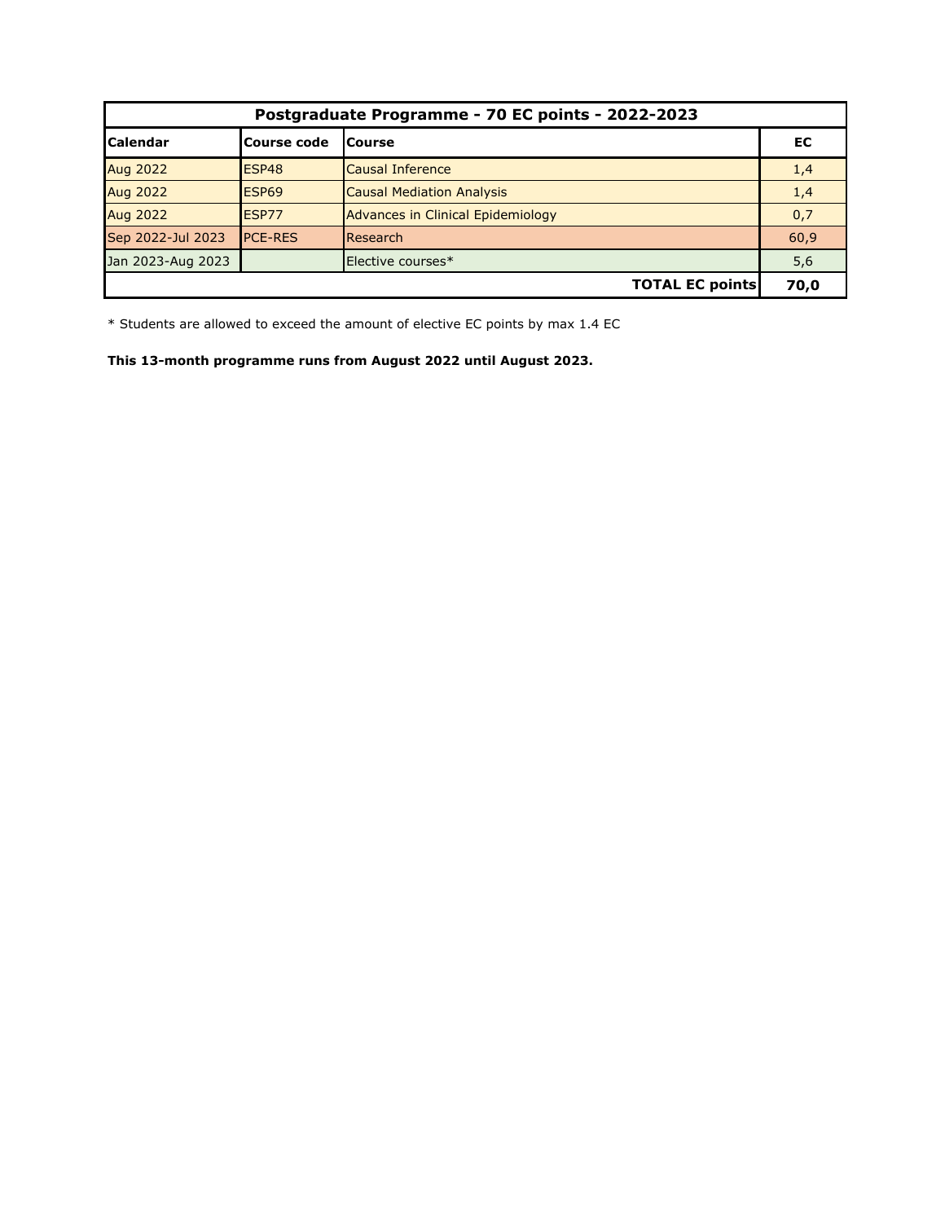| Postgraduate Programme - 70 EC points - 2022-2023 | | | |
|---|---|---|---|
| **Calendar** | **Course code** | **Course** | **EC** |
| Aug 2022 | ESP48 | Causal Inference | 1,4 |
| Aug 2022 | ESP69 | Causal Mediation Analysis | 1,4 |
| Aug 2022 | ESP77 | Advances in Clinical Epidemiology | 0,7 |
| Sep 2022-Jul 2023 | PCE-RES | Research | 60,9 |
| Jan 2023-Aug 2023 | | Elective courses* | 5,6 |
| | | **TOTAL EC points** | **70,0** |

* Students are allowed to exceed the amount of elective EC points by max 1.4 EC

**This 13-month programme runs from August 2022 until August 2023.**